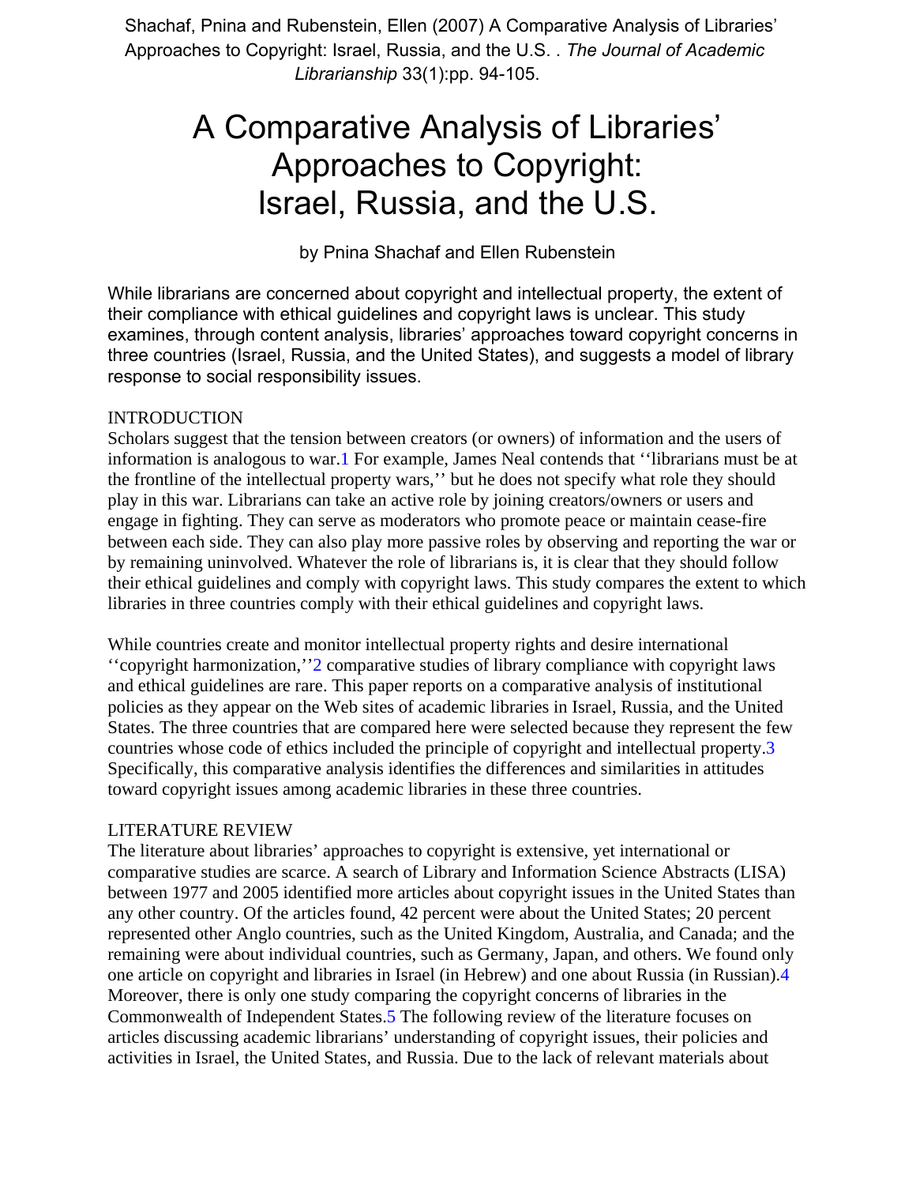Shachaf, Pnina and Rubenstein, Ellen (2007) A Comparative Analysis of Libraries' Approaches to Copyright: Israel, Russia, and the U.S. . *The Journal of Academic Librarianship* 33(1):pp. 94-105.

# A Comparative Analysis of Libraries' Approaches to Copyright: Israel, Russia, and the U.S.

by Pnina Shachaf and Ellen Rubenstein

While librarians are concerned about copyright and intellectual property, the extent of their compliance with ethical guidelines and copyright laws is unclear. This study examines, through content analysis, libraries' approaches toward copyright concerns in three countries (Israel, Russia, and the United States), and suggests a model of library response to social responsibility issues.

## INTRODUCTION

Scholars suggest that the tension between creators (or owners) of information and the users of information is analogous to war.[1] For example, James Neal contends that ''librarians must be at the frontline of the intellectual property wars,'' but he does not specify what role they should play in this war. Librarians can take an active role by joining creators/owners or users and engage in fighting. They can serve as moderators who promote peace or maintain cease-fire between each side. They can also play more passive roles by observing and reporting the war or by remaining uninvolved. Whatever the role of librarians is, it is clear that they should follow their ethical guidelines and comply with copyright laws. This study compares the extent to which libraries in three countries comply with their ethical guidelines and copyright laws.

While countries create and monitor intellectual property rights and desire international ''copyright harmonization,''[2] comparative studies of library compliance with copyright laws and ethical guidelines are rare. This paper reports on a comparative analysis of institutional policies as they appear on the Web sites of academic libraries in Israel, Russia, and the United States. The three countries that are compared here were selected because they represent the few countries whose code of ethics included the principle of copyright and intellectual property.[3] Specifically, this comparative analysis identifies the differences and similarities in attitudes toward copyright issues among academic libraries in these three countries.

## LITERATURE REVIEW

The literature about libraries' approaches to copyright is extensive, yet international or comparative studies are scarce. A search of Library and Information Science Abstracts (LISA) between 1977 and 2005 identified more articles about copyright issues in the United States than any other country. Of the articles found, 42 percent were about the United States; 20 percent represented other Anglo countries, such as the United Kingdom, Australia, and Canada; and the remaining were about individual countries, such as Germany, Japan, and others. We found only one article on copyright and libraries in Israel (in Hebrew) and one about Russia (in Russian).[4] Moreover, there is only one study comparing the copyright concerns of libraries in the Commonwealth of Independent States.[5] The following review of the literature focuses on articles discussing academic librarians' understanding of copyright issues, their policies and activities in Israel, the United States, and Russia. Due to the lack of relevant materials about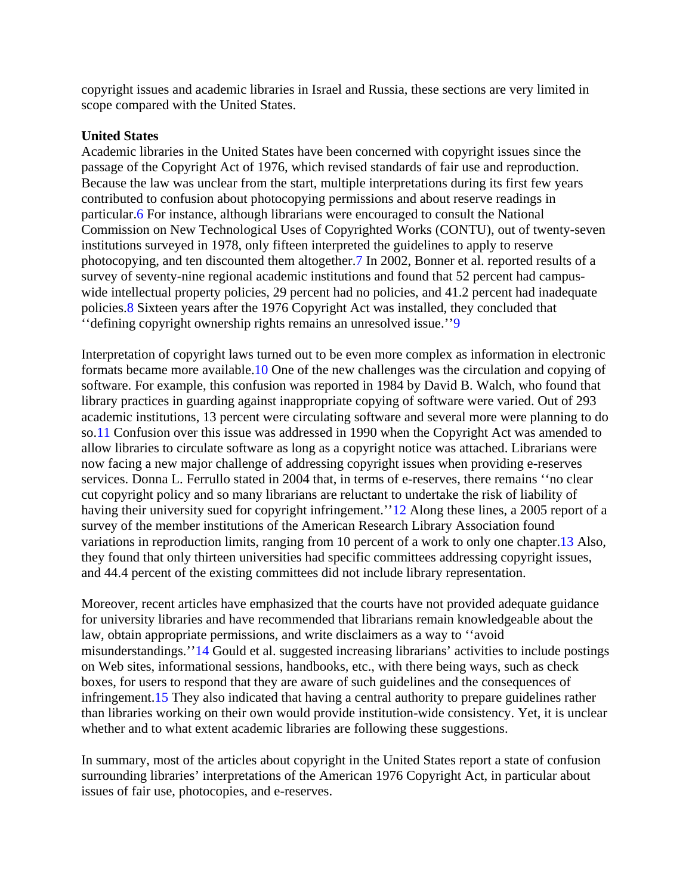copyright issues and academic libraries in Israel and Russia, these sections are very limited in scope compared with the United States.

**United States**

Academic libraries in the United States have been concerned with copyright issues since the passage of the Copyright Act of 1976, which revised standards of fair use and reproduction. Because the law was unclear from the start, multiple interpretations during its first few years contributed to confusion about photocopying permissions and about reserve readings in particular.[6] For instance, although librarians were encouraged to consult the National Commission on New Technological Uses of Copyrighted Works (CONTU), out of twenty-seven institutions surveyed in 1978, only fifteen interpreted the guidelines to apply to reserve photocopying, and ten discounted them altogether.[7] In 2002, Bonner et al. reported results of a survey of seventy-nine regional academic institutions and found that 52 percent had campus-wide intellectual property policies, 29 percent had no policies, and 41.2 percent had inadequate policies.[8] Sixteen years after the 1976 Copyright Act was installed, they concluded that ''defining copyright ownership rights remains an unresolved issue.''[9]

Interpretation of copyright laws turned out to be even more complex as information in electronic formats became more available.[10] One of the new challenges was the circulation and copying of software. For example, this confusion was reported in 1984 by David B. Walch, who found that library practices in guarding against inappropriate copying of software were varied. Out of 293 academic institutions, 13 percent were circulating software and several more were planning to do so.[11] Confusion over this issue was addressed in 1990 when the Copyright Act was amended to allow libraries to circulate software as long as a copyright notice was attached. Librarians were now facing a new major challenge of addressing copyright issues when providing e-reserves services. Donna L. Ferrullo stated in 2004 that, in terms of e-reserves, there remains ''no clear cut copyright policy and so many librarians are reluctant to undertake the risk of liability of having their university sued for copyright infringement.''[12] Along these lines, a 2005 report of a survey of the member institutions of the American Research Library Association found variations in reproduction limits, ranging from 10 percent of a work to only one chapter.[13] Also, they found that only thirteen universities had specific committees addressing copyright issues, and 44.4 percent of the existing committees did not include library representation.

Moreover, recent articles have emphasized that the courts have not provided adequate guidance for university libraries and have recommended that librarians remain knowledgeable about the law, obtain appropriate permissions, and write disclaimers as a way to ''avoid misunderstandings.''[14] Gould et al. suggested increasing librarians' activities to include postings on Web sites, informational sessions, handbooks, etc., with there being ways, such as check boxes, for users to respond that they are aware of such guidelines and the consequences of infringement.[15] They also indicated that having a central authority to prepare guidelines rather than libraries working on their own would provide institution-wide consistency. Yet, it is unclear whether and to what extent academic libraries are following these suggestions.

In summary, most of the articles about copyright in the United States report a state of confusion surrounding libraries' interpretations of the American 1976 Copyright Act, in particular about issues of fair use, photocopies, and e-reserves.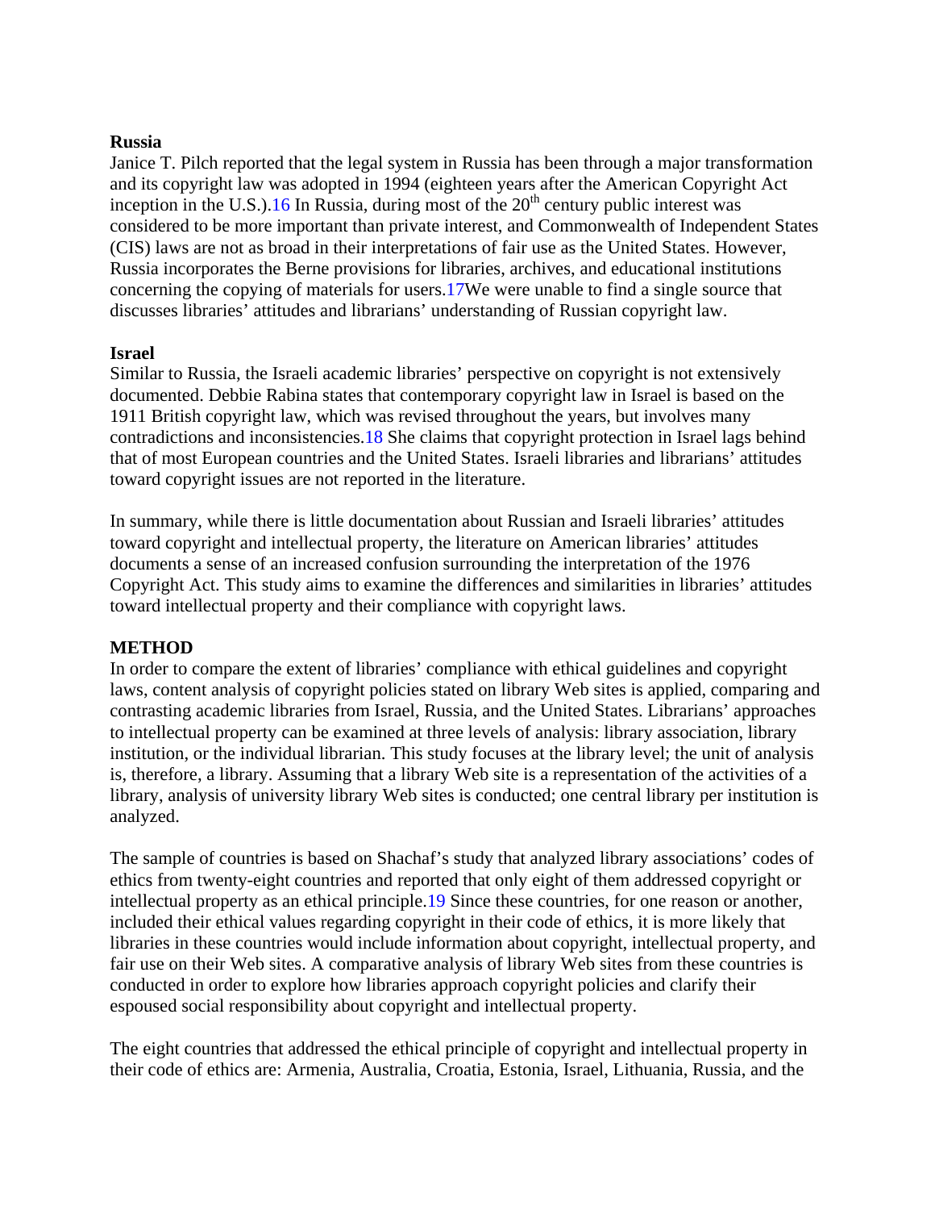**Russia**

Janice T. Pilch reported that the legal system in Russia has been through a major transformation and its copyright law was adopted in 1994 (eighteen years after the American Copyright Act inception in the U.S.).[16] In Russia, during most of the 20th century public interest was considered to be more important than private interest, and Commonwealth of Independent States (CIS) laws are not as broad in their interpretations of fair use as the United States. However, Russia incorporates the Berne provisions for libraries, archives, and educational institutions concerning the copying of materials for users.[17]We were unable to find a single source that discusses libraries' attitudes and librarians' understanding of Russian copyright law.

**Israel**

Similar to Russia, the Israeli academic libraries' perspective on copyright is not extensively documented. Debbie Rabina states that contemporary copyright law in Israel is based on the 1911 British copyright law, which was revised throughout the years, but involves many contradictions and inconsistencies.[18] She claims that copyright protection in Israel lags behind that of most European countries and the United States. Israeli libraries and librarians' attitudes toward copyright issues are not reported in the literature.

In summary, while there is little documentation about Russian and Israeli libraries' attitudes toward copyright and intellectual property, the literature on American libraries' attitudes documents a sense of an increased confusion surrounding the interpretation of the 1976 Copyright Act. This study aims to examine the differences and similarities in libraries' attitudes toward intellectual property and their compliance with copyright laws.

**METHOD**

In order to compare the extent of libraries' compliance with ethical guidelines and copyright laws, content analysis of copyright policies stated on library Web sites is applied, comparing and contrasting academic libraries from Israel, Russia, and the United States. Librarians' approaches to intellectual property can be examined at three levels of analysis: library association, library institution, or the individual librarian. This study focuses at the library level; the unit of analysis is, therefore, a library. Assuming that a library Web site is a representation of the activities of a library, analysis of university library Web sites is conducted; one central library per institution is analyzed.

The sample of countries is based on Shachaf's study that analyzed library associations' codes of ethics from twenty-eight countries and reported that only eight of them addressed copyright or intellectual property as an ethical principle.[19] Since these countries, for one reason or another, included their ethical values regarding copyright in their code of ethics, it is more likely that libraries in these countries would include information about copyright, intellectual property, and fair use on their Web sites. A comparative analysis of library Web sites from these countries is conducted in order to explore how libraries approach copyright policies and clarify their espoused social responsibility about copyright and intellectual property.

The eight countries that addressed the ethical principle of copyright and intellectual property in their code of ethics are: Armenia, Australia, Croatia, Estonia, Israel, Lithuania, Russia, and the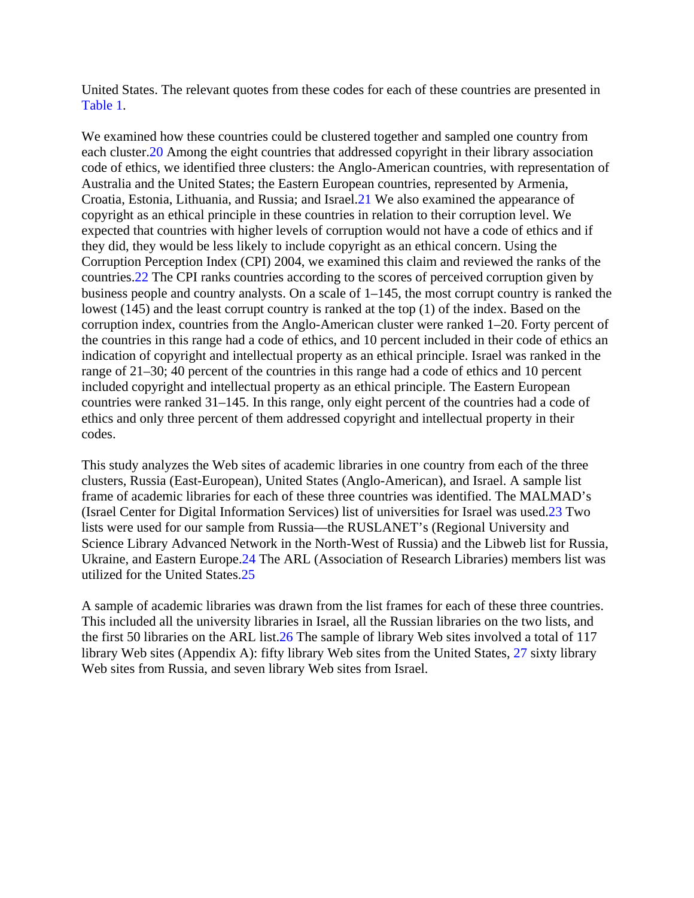United States. The relevant quotes from these codes for each of these countries are presented in Table 1.

We examined how these countries could be clustered together and sampled one country from each cluster.[20] Among the eight countries that addressed copyright in their library association code of ethics, we identified three clusters: the Anglo-American countries, with representation of Australia and the United States; the Eastern European countries, represented by Armenia, Croatia, Estonia, Lithuania, and Russia; and Israel.[21] We also examined the appearance of copyright as an ethical principle in these countries in relation to their corruption level. We expected that countries with higher levels of corruption would not have a code of ethics and if they did, they would be less likely to include copyright as an ethical concern. Using the Corruption Perception Index (CPI) 2004, we examined this claim and reviewed the ranks of the countries.[22] The CPI ranks countries according to the scores of perceived corruption given by business people and country analysts. On a scale of 1–145, the most corrupt country is ranked the lowest (145) and the least corrupt country is ranked at the top (1) of the index. Based on the corruption index, countries from the Anglo-American cluster were ranked 1–20. Forty percent of the countries in this range had a code of ethics, and 10 percent included in their code of ethics an indication of copyright and intellectual property as an ethical principle. Israel was ranked in the range of 21–30; 40 percent of the countries in this range had a code of ethics and 10 percent included copyright and intellectual property as an ethical principle. The Eastern European countries were ranked 31–145. In this range, only eight percent of the countries had a code of ethics and only three percent of them addressed copyright and intellectual property in their codes.

This study analyzes the Web sites of academic libraries in one country from each of the three clusters, Russia (East-European), United States (Anglo-American), and Israel. A sample list frame of academic libraries for each of these three countries was identified. The MALMAD's (Israel Center for Digital Information Services) list of universities for Israel was used.[23] Two lists were used for our sample from Russia—the RUSLANET's (Regional University and Science Library Advanced Network in the North-West of Russia) and the Libweb list for Russia, Ukraine, and Eastern Europe.[24] The ARL (Association of Research Libraries) members list was utilized for the United States.[25]

A sample of academic libraries was drawn from the list frames for each of these three countries. This included all the university libraries in Israel, all the Russian libraries on the two lists, and the first 50 libraries on the ARL list.[26] The sample of library Web sites involved a total of 117 library Web sites (Appendix A): fifty library Web sites from the United States, [27] sixty library Web sites from Russia, and seven library Web sites from Israel.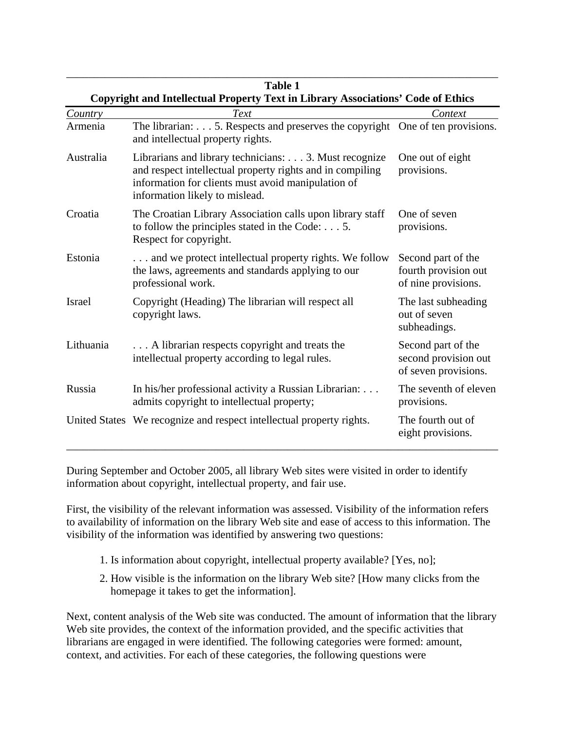**Table 1**
**Copyright and Intellectual Property Text in Library Associations' Code of Ethics**

| *Country* | *Text* | *Context* |
|---|---|---|
| Armenia | The librarian: . . . 5. Respects and preserves the copyright and intellectual property rights. | One of ten provisions. |
| Australia | Librarians and library technicians: . . . 3. Must recognize and respect intellectual property rights and in compiling information for clients must avoid manipulation of information likely to mislead. | One out of eight provisions. |
| Croatia | The Croatian Library Association calls upon library staff to follow the principles stated in the Code: . . . 5. Respect for copyright. | One of seven provisions. |
| Estonia | . . . and we protect intellectual property rights. We follow the laws, agreements and standards applying to our professional work. | Second part of the fourth provision out of nine provisions. |
| Israel | Copyright (Heading) The librarian will respect all copyright laws. | The last subheading out of seven subheadings. |
| Lithuania | . . . A librarian respects copyright and treats the intellectual property according to legal rules. | Second part of the second provision out of seven provisions. |
| Russia | In his/her professional activity a Russian Librarian: . . . admits copyright to intellectual property; | The seventh of eleven provisions. |
| United States | We recognize and respect intellectual property rights. | The fourth out of eight provisions. |

During September and October 2005, all library Web sites were visited in order to identify information about copyright, intellectual property, and fair use.

First, the visibility of the relevant information was assessed. Visibility of the information refers to availability of information on the library Web site and ease of access to this information. The visibility of the information was identified by answering two questions:

1. Is information about copyright, intellectual property available? [Yes, no];
2. How visible is the information on the library Web site? [How many clicks from the homepage it takes to get the information].

Next, content analysis of the Web site was conducted. The amount of information that the library Web site provides, the context of the information provided, and the specific activities that librarians are engaged in were identified. The following categories were formed: amount, context, and activities. For each of these categories, the following questions were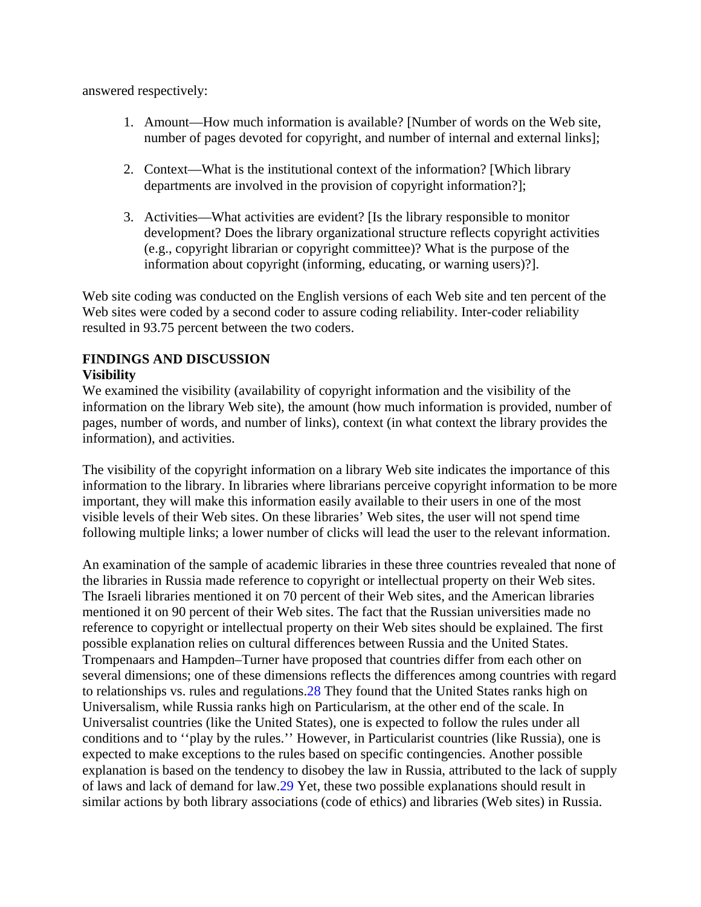answered respectively:

1. Amount—How much information is available? [Number of words on the Web site, number of pages devoted for copyright, and number of internal and external links];

2. Context—What is the institutional context of the information? [Which library departments are involved in the provision of copyright information?];

3. Activities—What activities are evident? [Is the library responsible to monitor development? Does the library organizational structure reflects copyright activities (e.g., copyright librarian or copyright committee)? What is the purpose of the information about copyright (informing, educating, or warning users)?].

Web site coding was conducted on the English versions of each Web site and ten percent of the Web sites were coded by a second coder to assure coding reliability. Inter-coder reliability resulted in 93.75 percent between the two coders.

## FINDINGS AND DISCUSSION

### Visibility

We examined the visibility (availability of copyright information and the visibility of the information on the library Web site), the amount (how much information is provided, number of pages, number of words, and number of links), context (in what context the library provides the information), and activities.

The visibility of the copyright information on a library Web site indicates the importance of this information to the library. In libraries where librarians perceive copyright information to be more important, they will make this information easily available to their users in one of the most visible levels of their Web sites. On these libraries' Web sites, the user will not spend time following multiple links; a lower number of clicks will lead the user to the relevant information.

An examination of the sample of academic libraries in these three countries revealed that none of the libraries in Russia made reference to copyright or intellectual property on their Web sites. The Israeli libraries mentioned it on 70 percent of their Web sites, and the American libraries mentioned it on 90 percent of their Web sites. The fact that the Russian universities made no reference to copyright or intellectual property on their Web sites should be explained. The first possible explanation relies on cultural differences between Russia and the United States. Trompenaars and Hampden–Turner have proposed that countries differ from each other on several dimensions; one of these dimensions reflects the differences among countries with regard to relationships vs. rules and regulations.[28] They found that the United States ranks high on Universalism, while Russia ranks high on Particularism, at the other end of the scale. In Universalist countries (like the United States), one is expected to follow the rules under all conditions and to ''play by the rules.'' However, in Particularist countries (like Russia), one is expected to make exceptions to the rules based on specific contingencies. Another possible explanation is based on the tendency to disobey the law in Russia, attributed to the lack of supply of laws and lack of demand for law.[29] Yet, these two possible explanations should result in similar actions by both library associations (code of ethics) and libraries (Web sites) in Russia.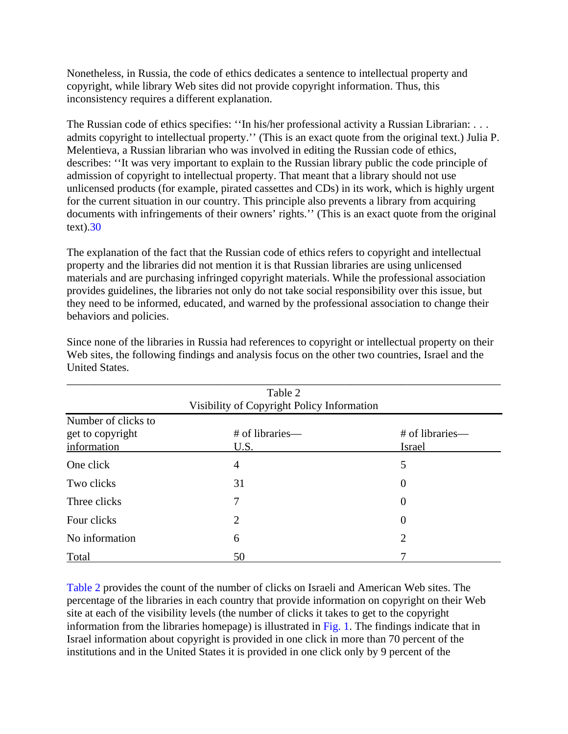Nonetheless, in Russia, the code of ethics dedicates a sentence to intellectual property and copyright, while library Web sites did not provide copyright information. Thus, this inconsistency requires a different explanation.

The Russian code of ethics specifies: ''In his/her professional activity a Russian Librarian: . . . admits copyright to intellectual property.'' (This is an exact quote from the original text.) Julia P. Melentieva, a Russian librarian who was involved in editing the Russian code of ethics, describes: ''It was very important to explain to the Russian library public the code principle of admission of copyright to intellectual property. That meant that a library should not use unlicensed products (for example, pirated cassettes and CDs) in its work, which is highly urgent for the current situation in our country. This principle also prevents a library from acquiring documents with infringements of their owners' rights.'' (This is an exact quote from the original text).30

The explanation of the fact that the Russian code of ethics refers to copyright and intellectual property and the libraries did not mention it is that Russian libraries are using unlicensed materials and are purchasing infringed copyright materials. While the professional association provides guidelines, the libraries not only do not take social responsibility over this issue, but they need to be informed, educated, and warned by the professional association to change their behaviors and policies.

Since none of the libraries in Russia had references to copyright or intellectual property on their Web sites, the following findings and analysis focus on the other two countries, Israel and the United States.

Table 2
Visibility of Copyright Policy Information

| Number of clicks to get to copyright information | # of libraries—U.S. | # of libraries—Israel |
|---|---|---|
| One click | 4 | 5 |
| Two clicks | 31 | 0 |
| Three clicks | 7 | 0 |
| Four clicks | 2 | 0 |
| No information | 6 | 2 |
| Total | 50 | 7 |

Table 2 provides the count of the number of clicks on Israeli and American Web sites. The percentage of the libraries in each country that provide information on copyright on their Web site at each of the visibility levels (the number of clicks it takes to get to the copyright information from the libraries homepage) is illustrated in Fig. 1. The findings indicate that in Israel information about copyright is provided in one click in more than 70 percent of the institutions and in the United States it is provided in one click only by 9 percent of the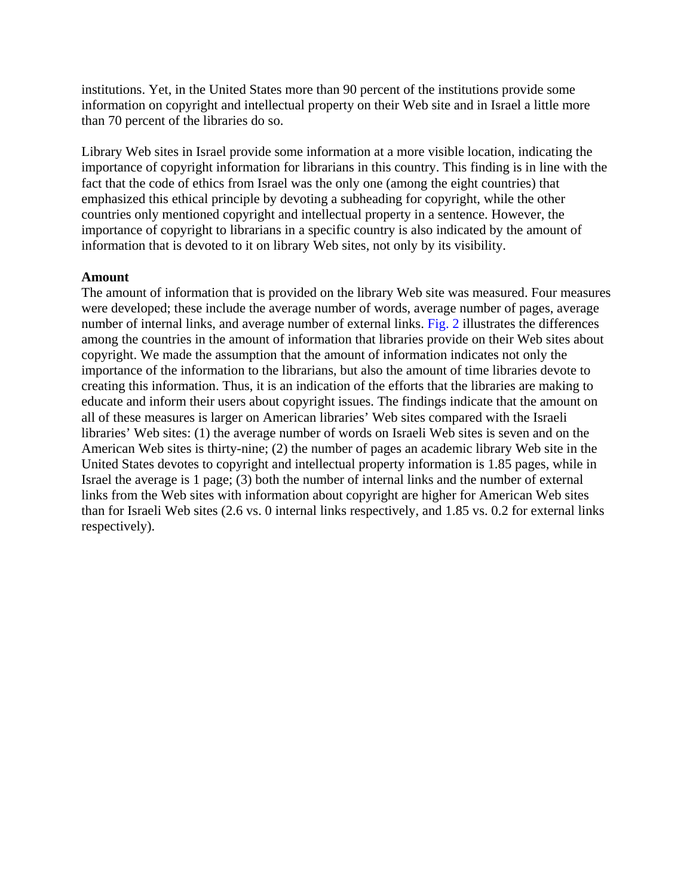institutions. Yet, in the United States more than 90 percent of the institutions provide some information on copyright and intellectual property on their Web site and in Israel a little more than 70 percent of the libraries do so.

Library Web sites in Israel provide some information at a more visible location, indicating the importance of copyright information for librarians in this country. This finding is in line with the fact that the code of ethics from Israel was the only one (among the eight countries) that emphasized this ethical principle by devoting a subheading for copyright, while the other countries only mentioned copyright and intellectual property in a sentence. However, the importance of copyright to librarians in a specific country is also indicated by the amount of information that is devoted to it on library Web sites, not only by its visibility.

**Amount**

The amount of information that is provided on the library Web site was measured. Four measures were developed; these include the average number of words, average number of pages, average number of internal links, and average number of external links. Fig. 2 illustrates the differences among the countries in the amount of information that libraries provide on their Web sites about copyright. We made the assumption that the amount of information indicates not only the importance of the information to the librarians, but also the amount of time libraries devote to creating this information. Thus, it is an indication of the efforts that the libraries are making to educate and inform their users about copyright issues. The findings indicate that the amount on all of these measures is larger on American libraries' Web sites compared with the Israeli libraries' Web sites: (1) the average number of words on Israeli Web sites is seven and on the American Web sites is thirty-nine; (2) the number of pages an academic library Web site in the United States devotes to copyright and intellectual property information is 1.85 pages, while in Israel the average is 1 page; (3) both the number of internal links and the number of external links from the Web sites with information about copyright are higher for American Web sites than for Israeli Web sites (2.6 vs. 0 internal links respectively, and 1.85 vs. 0.2 for external links respectively).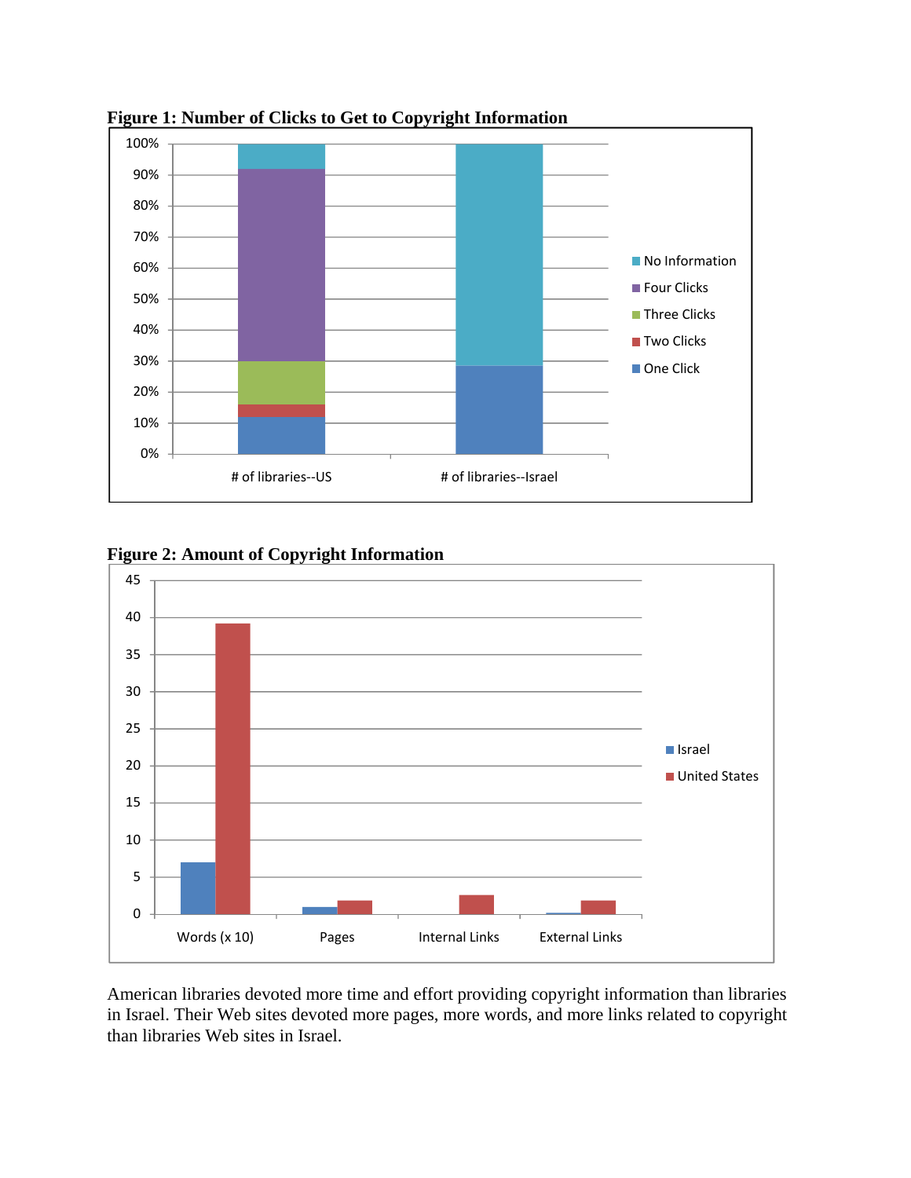**Figure 1: Number of Clicks to Get to Copyright Information**

**Figure 2: Amount of Copyright Information**

American libraries devoted more time and effort providing copyright information than libraries in Israel. Their Web sites devoted more pages, more words, and more links related to copyright than libraries Web sites in Israel.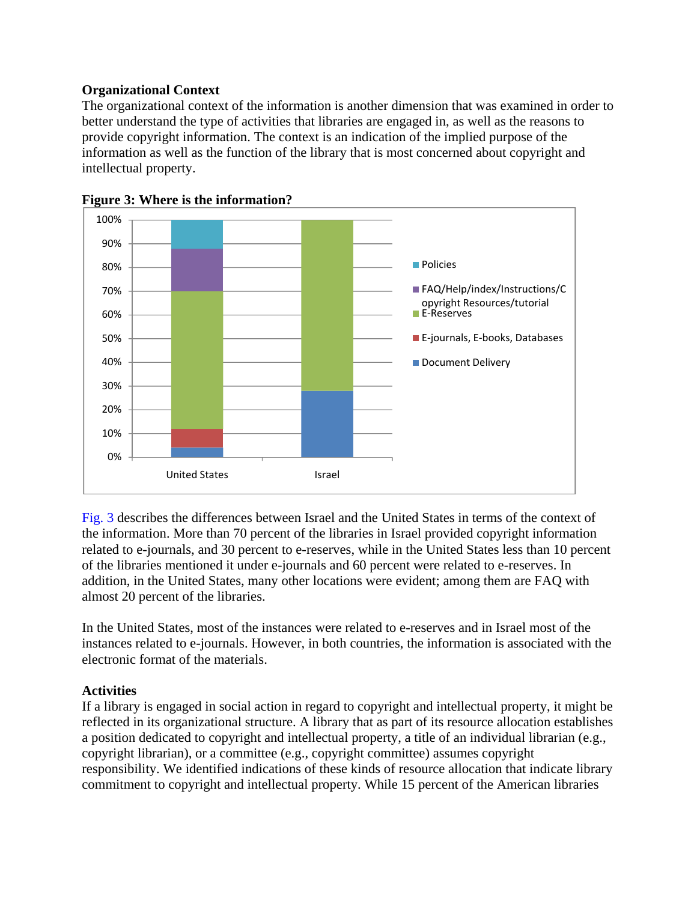**Organizational Context**

The organizational context of the information is another dimension that was examined in order to better understand the type of activities that libraries are engaged in, as well as the reasons to provide copyright information. The context is an indication of the implied purpose of the information as well as the function of the library that is most concerned about copyright and intellectual property.

**Figure 3: Where is the information?**

Fig. 3 describes the differences between Israel and the United States in terms of the context of the information. More than 70 percent of the libraries in Israel provided copyright information related to e-journals, and 30 percent to e-reserves, while in the United States less than 10 percent of the libraries mentioned it under e-journals and 60 percent were related to e-reserves. In addition, in the United States, many other locations were evident; among them are FAQ with almost 20 percent of the libraries.

In the United States, most of the instances were related to e-reserves and in Israel most of the instances related to e-journals. However, in both countries, the information is associated with the electronic format of the materials.

**Activities**

If a library is engaged in social action in regard to copyright and intellectual property, it might be reflected in its organizational structure. A library that as part of its resource allocation establishes a position dedicated to copyright and intellectual property, a title of an individual librarian (e.g., copyright librarian), or a committee (e.g., copyright committee) assumes copyright responsibility. We identified indications of these kinds of resource allocation that indicate library commitment to copyright and intellectual property. While 15 percent of the American libraries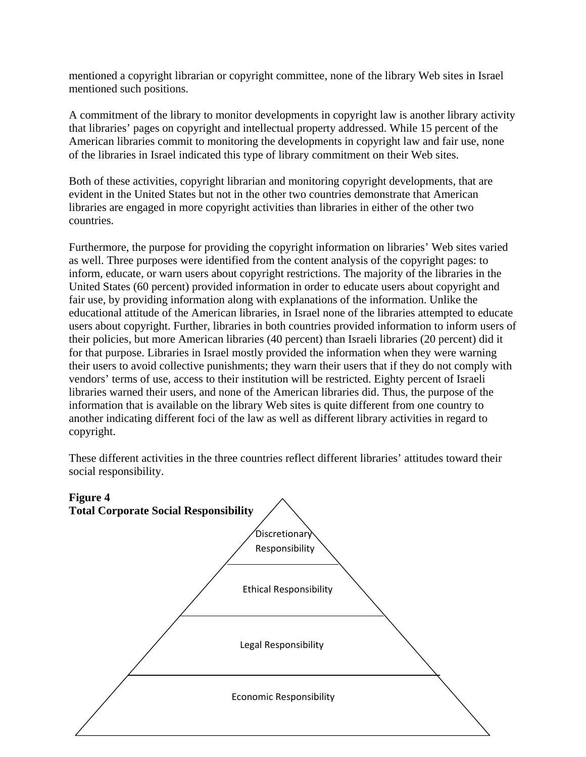mentioned a copyright librarian or copyright committee, none of the library Web sites in Israel mentioned such positions.

A commitment of the library to monitor developments in copyright law is another library activity that libraries' pages on copyright and intellectual property addressed. While 15 percent of the American libraries commit to monitoring the developments in copyright law and fair use, none of the libraries in Israel indicated this type of library commitment on their Web sites.

Both of these activities, copyright librarian and monitoring copyright developments, that are evident in the United States but not in the other two countries demonstrate that American libraries are engaged in more copyright activities than libraries in either of the other two countries.

Furthermore, the purpose for providing the copyright information on libraries' Web sites varied as well. Three purposes were identified from the content analysis of the copyright pages: to inform, educate, or warn users about copyright restrictions. The majority of the libraries in the United States (60 percent) provided information in order to educate users about copyright and fair use, by providing information along with explanations of the information. Unlike the educational attitude of the American libraries, in Israel none of the libraries attempted to educate users about copyright. Further, libraries in both countries provided information to inform users of their policies, but more American libraries (40 percent) than Israeli libraries (20 percent) did it for that purpose. Libraries in Israel mostly provided the information when they were warning their users to avoid collective punishments; they warn their users that if they do not comply with vendors' terms of use, access to their institution will be restricted. Eighty percent of Israeli libraries warned their users, and none of the American libraries did. Thus, the purpose of the information that is available on the library Web sites is quite different from one country to another indicating different foci of the law as well as different library activities in regard to copyright.

These different activities in the three countries reflect different libraries' attitudes toward their social responsibility.

**Figure 4**
**Total Corporate Social Responsibility**

Discretionary Responsibility

Ethical Responsibility

Legal Responsibility

Economic Responsibility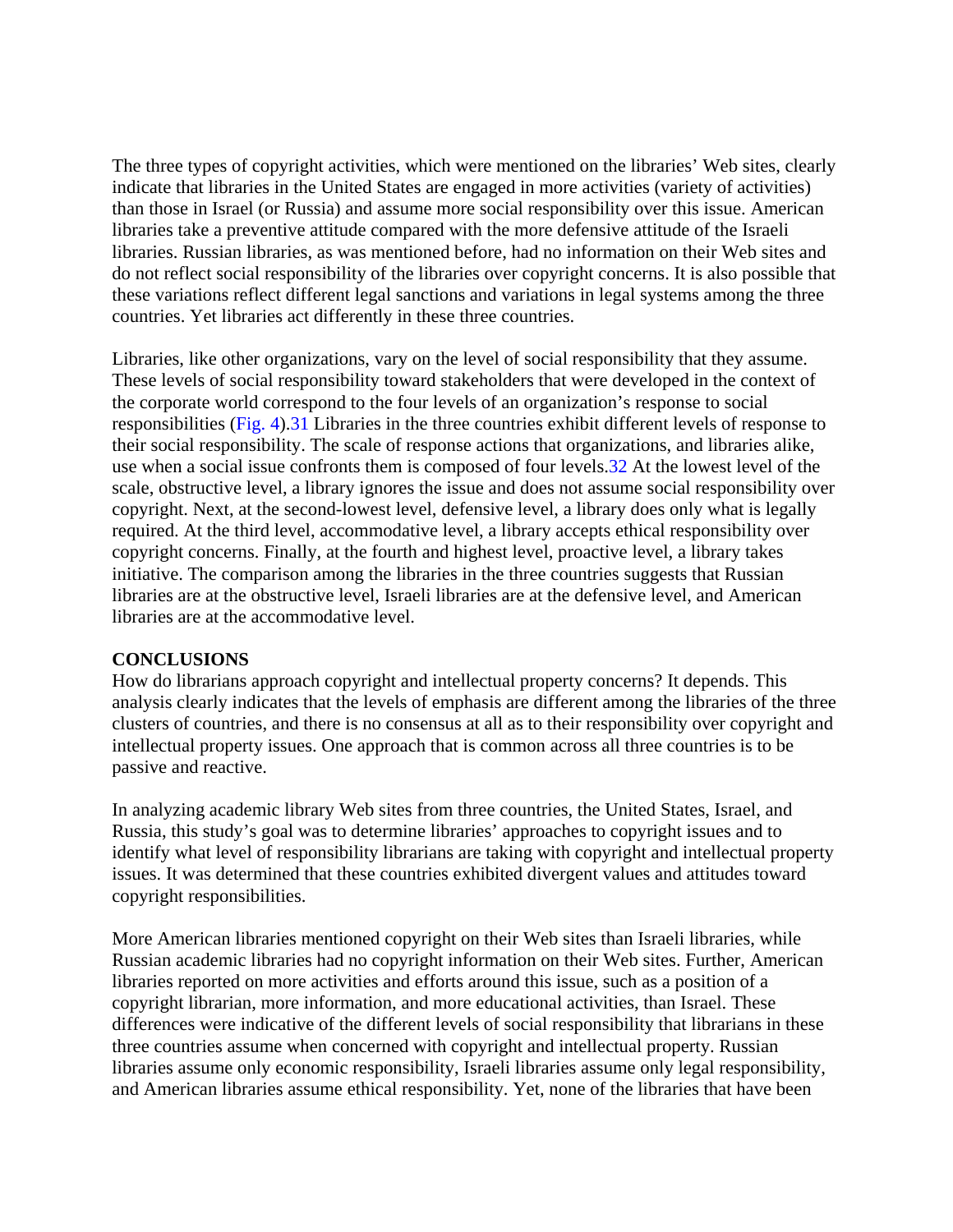The three types of copyright activities, which were mentioned on the libraries' Web sites, clearly indicate that libraries in the United States are engaged in more activities (variety of activities) than those in Israel (or Russia) and assume more social responsibility over this issue. American libraries take a preventive attitude compared with the more defensive attitude of the Israeli libraries. Russian libraries, as was mentioned before, had no information on their Web sites and do not reflect social responsibility of the libraries over copyright concerns. It is also possible that these variations reflect different legal sanctions and variations in legal systems among the three countries. Yet libraries act differently in these three countries.

Libraries, like other organizations, vary on the level of social responsibility that they assume. These levels of social responsibility toward stakeholders that were developed in the context of the corporate world correspond to the four levels of an organization's response to social responsibilities (Fig. 4).[31] Libraries in the three countries exhibit different levels of response to their social responsibility. The scale of response actions that organizations, and libraries alike, use when a social issue confronts them is composed of four levels.[32] At the lowest level of the scale, obstructive level, a library ignores the issue and does not assume social responsibility over copyright. Next, at the second-lowest level, defensive level, a library does only what is legally required. At the third level, accommodative level, a library accepts ethical responsibility over copyright concerns. Finally, at the fourth and highest level, proactive level, a library takes initiative. The comparison among the libraries in the three countries suggests that Russian libraries are at the obstructive level, Israeli libraries are at the defensive level, and American libraries are at the accommodative level.

## CONCLUSIONS

How do librarians approach copyright and intellectual property concerns? It depends. This analysis clearly indicates that the levels of emphasis are different among the libraries of the three clusters of countries, and there is no consensus at all as to their responsibility over copyright and intellectual property issues. One approach that is common across all three countries is to be passive and reactive.

In analyzing academic library Web sites from three countries, the United States, Israel, and Russia, this study's goal was to determine libraries' approaches to copyright issues and to identify what level of responsibility librarians are taking with copyright and intellectual property issues. It was determined that these countries exhibited divergent values and attitudes toward copyright responsibilities.

More American libraries mentioned copyright on their Web sites than Israeli libraries, while Russian academic libraries had no copyright information on their Web sites. Further, American libraries reported on more activities and efforts around this issue, such as a position of a copyright librarian, more information, and more educational activities, than Israel. These differences were indicative of the different levels of social responsibility that librarians in these three countries assume when concerned with copyright and intellectual property. Russian libraries assume only economic responsibility, Israeli libraries assume only legal responsibility, and American libraries assume ethical responsibility. Yet, none of the libraries that have been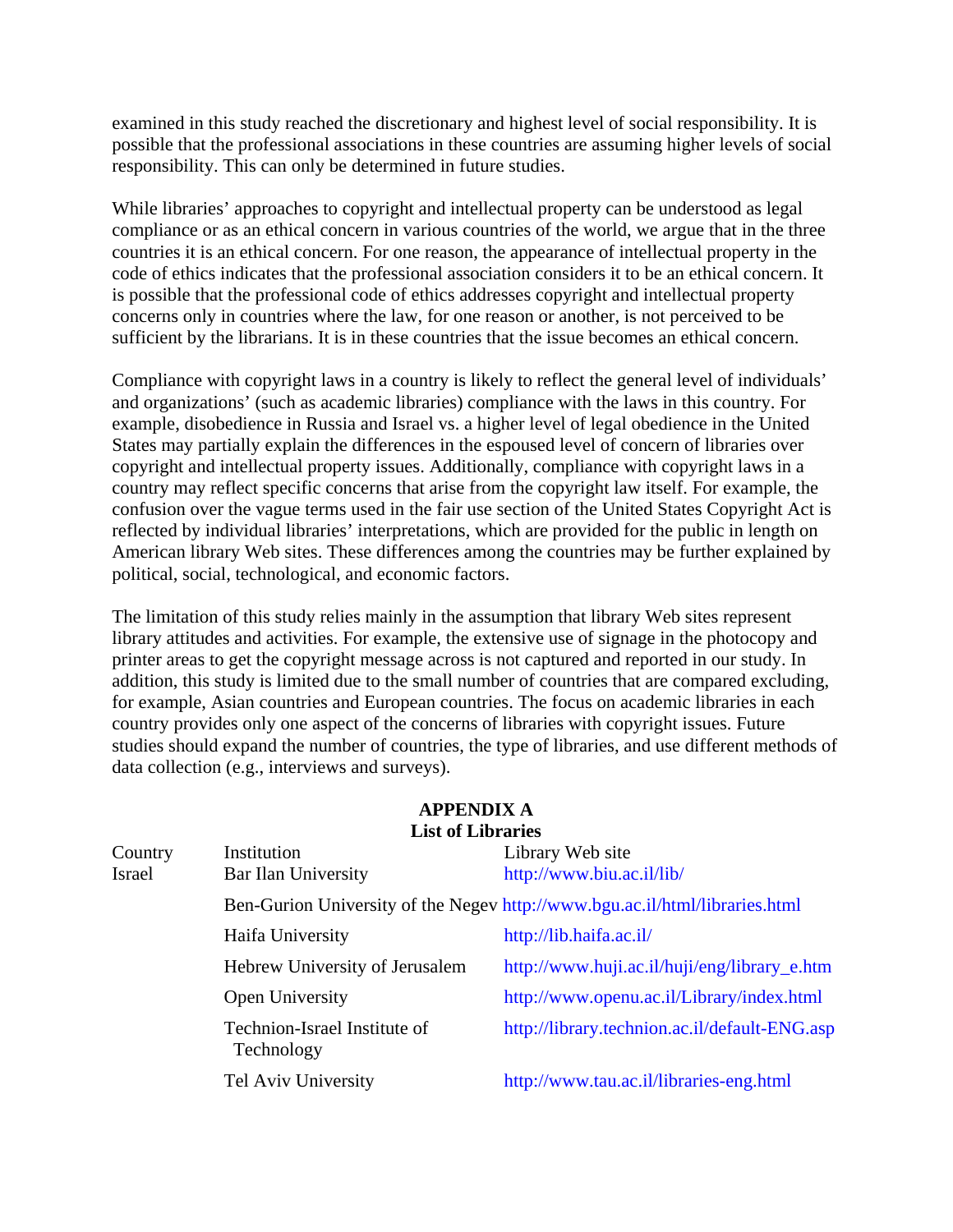examined in this study reached the discretionary and highest level of social responsibility. It is possible that the professional associations in these countries are assuming higher levels of social responsibility. This can only be determined in future studies.

While libraries' approaches to copyright and intellectual property can be understood as legal compliance or as an ethical concern in various countries of the world, we argue that in the three countries it is an ethical concern. For one reason, the appearance of intellectual property in the code of ethics indicates that the professional association considers it to be an ethical concern. It is possible that the professional code of ethics addresses copyright and intellectual property concerns only in countries where the law, for one reason or another, is not perceived to be sufficient by the librarians. It is in these countries that the issue becomes an ethical concern.

Compliance with copyright laws in a country is likely to reflect the general level of individuals' and organizations' (such as academic libraries) compliance with the laws in this country. For example, disobedience in Russia and Israel vs. a higher level of legal obedience in the United States may partially explain the differences in the espoused level of concern of libraries over copyright and intellectual property issues. Additionally, compliance with copyright laws in a country may reflect specific concerns that arise from the copyright law itself. For example, the confusion over the vague terms used in the fair use section of the United States Copyright Act is reflected by individual libraries' interpretations, which are provided for the public in length on American library Web sites. These differences among the countries may be further explained by political, social, technological, and economic factors.

The limitation of this study relies mainly in the assumption that library Web sites represent library attitudes and activities. For example, the extensive use of signage in the photocopy and printer areas to get the copyright message across is not captured and reported in our study. In addition, this study is limited due to the small number of countries that are compared excluding, for example, Asian countries and European countries. The focus on academic libraries in each country provides only one aspect of the concerns of libraries with copyright issues. Future studies should expand the number of countries, the type of libraries, and use different methods of data collection (e.g., interviews and surveys).

## APPENDIX A
### List of Libraries

| Country | Institution | Library Web site |
|---|---|---|
| Israel | Bar Ilan University | http://www.biu.ac.il/lib/ |
| | Ben-Gurion University of the Negev | http://www.bgu.ac.il/html/libraries.html |
| | Haifa University | http://lib.haifa.ac.il/ |
| | Hebrew University of Jerusalem | http://www.huji.ac.il/huji/eng/library_e.htm |
| | Open University | http://www.openu.ac.il/Library/index.html |
| | Technion-Israel Institute of Technology | http://library.technion.ac.il/default-ENG.asp |
| | Tel Aviv University | http://www.tau.ac.il/libraries-eng.html |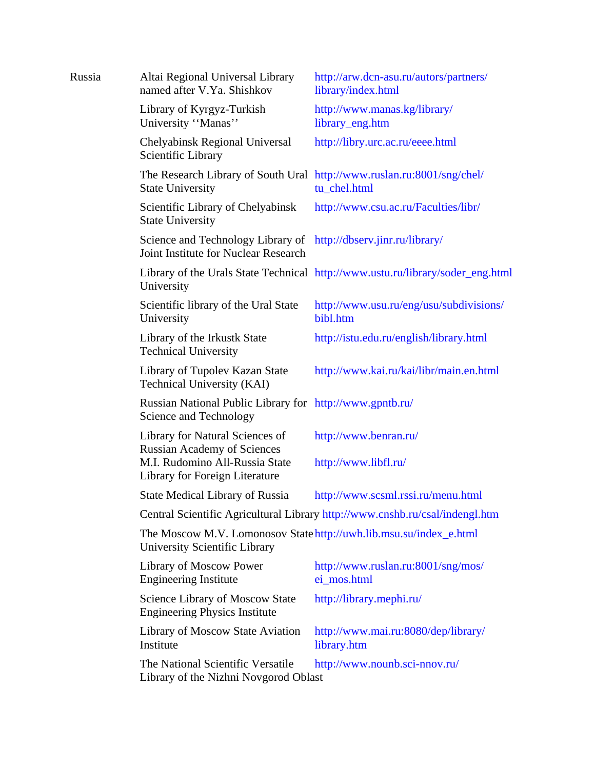| | | |
|---|---|---|
| Russia | Altai Regional Universal Library named after V.Ya. Shishkov | http://arw.dcn-asu.ru/autors/partners/library/index.html |
| | Library of Kyrgyz-Turkish University ''Manas'' | http://www.manas.kg/library/library_eng.htm |
| | Chelyabinsk Regional Universal Scientific Library | http://libry.urc.ac.ru/eeee.html |
| | The Research Library of South Ural State University | http://www.ruslan.ru:8001/sng/chel/tu_chel.html |
| | Scientific Library of Chelyabinsk State University | http://www.csu.ac.ru/Faculties/libr/ |
| | Science and Technology Library of Joint Institute for Nuclear Research | http://dbserv.jinr.ru/library/ |
| | Library of the Urals State Technical University | http://www.ustu.ru/library/soder_eng.html |
| | Scientific library of the Ural State University | http://www.usu.ru/eng/usu/subdivisions/bibl.htm |
| | Library of the Irkustk State Technical University | http://istu.edu.ru/english/library.html |
| | Library of Tupolev Kazan State Technical University (KAI) | http://www.kai.ru/kai/libr/main.en.html |
| | Russian National Public Library for Science and Technology | http://www.gpntb.ru/ |
| | Library for Natural Sciences of Russian Academy of Sciences | http://www.benran.ru/ |
| | M.I. Rudomino All-Russia State Library for Foreign Literature | http://www.libfl.ru/ |
| | State Medical Library of Russia | http://www.scsml.rssi.ru/menu.html |
| | Central Scientific Agricultural Library | http://www.cnshb.ru/csal/indengl.htm |
| | The Moscow M.V. Lomonosov State University Scientific Library | http://uwh.lib.msu.su/index_e.html |
| | Library of Moscow Power Engineering Institute | http://www.ruslan.ru:8001/sng/mos/ei_mos.html |
| | Science Library of Moscow State Engineering Physics Institute | http://library.mephi.ru/ |
| | Library of Moscow State Aviation Institute | http://www.mai.ru:8080/dep/library/library.htm |
| | The National Scientific Versatile Library of the Nizhni Novgorod Oblast | http://www.nounb.sci-nnov.ru/ |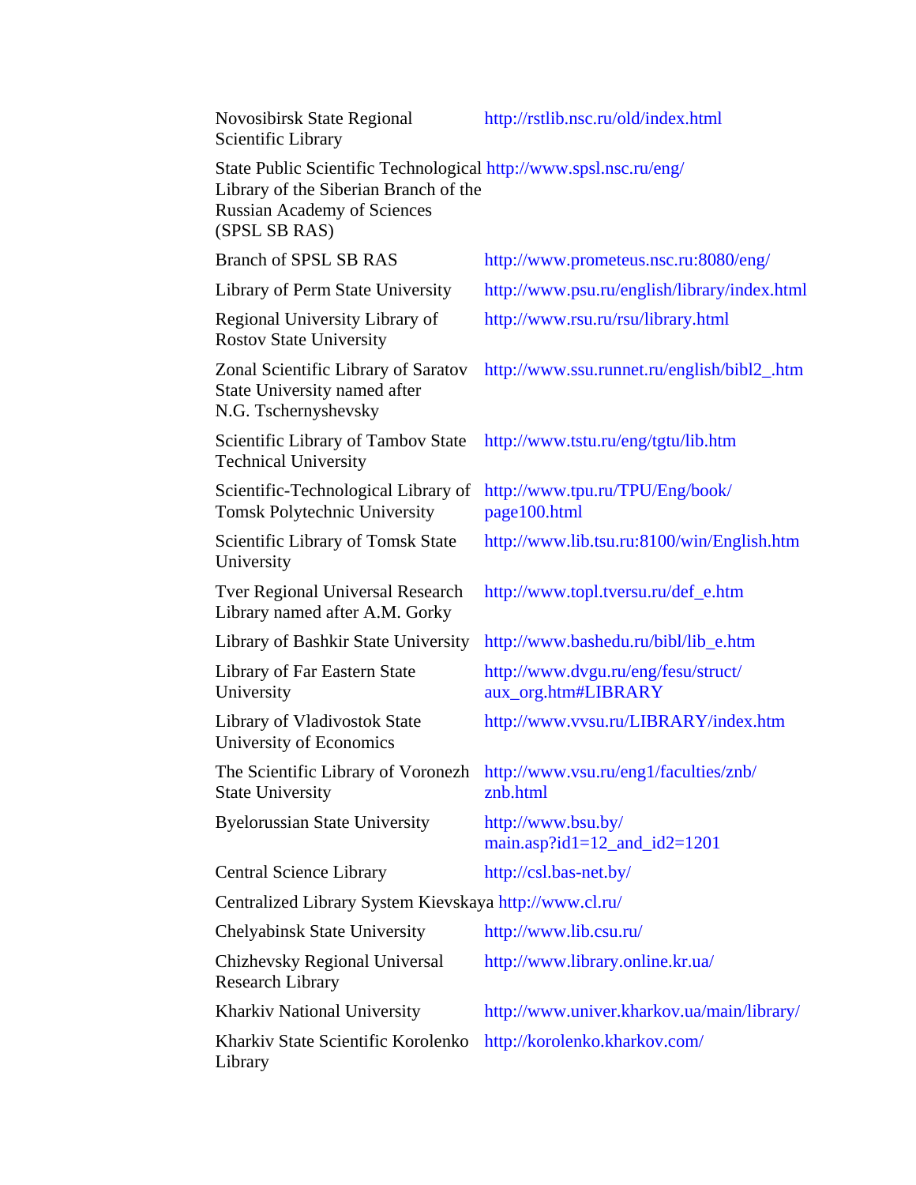| | |
|---|---|
| Novosibirsk State Regional Scientific Library | http://rstlib.nsc.ru/old/index.html |
| State Public Scientific Technological Library of the Siberian Branch of the Russian Academy of Sciences (SPSL SB RAS) | http://www.spsl.nsc.ru/eng/ |
| Branch of SPSL SB RAS | http://www.prometeus.nsc.ru:8080/eng/ |
| Library of Perm State University | http://www.psu.ru/english/library/index.html |
| Regional University Library of Rostov State University | http://www.rsu.ru/rsu/library.html |
| Zonal Scientific Library of Saratov State University named after N.G. Tschernyshevsky | http://www.ssu.runnet.ru/english/bibl2_.htm |
| Scientific Library of Tambov State Technical University | http://www.tstu.ru/eng/tgtu/lib.htm |
| Scientific-Technological Library of Tomsk Polytechnic University | http://www.tpu.ru/TPU/Eng/book/page100.html |
| Scientific Library of Tomsk State University | http://www.lib.tsu.ru:8100/win/English.htm |
| Tver Regional Universal Research Library named after A.M. Gorky | http://www.topl.tversu.ru/def_e.htm |
| Library of Bashkir State University | http://www.bashedu.ru/bibl/lib_e.htm |
| Library of Far Eastern State University | http://www.dvgu.ru/eng/fesu/struct/aux_org.htm#LIBRARY |
| Library of Vladivostok State University of Economics | http://www.vvsu.ru/LIBRARY/index.htm |
| The Scientific Library of Voronezh State University | http://www.vsu.ru/eng1/faculties/znb/znb.html |
| Byelorussian State University | http://www.bsu.by/main.asp?id1=12_and_id2=1201 |
| Central Science Library | http://csl.bas-net.by/ |
| Centralized Library System Kievskaya | http://www.cl.ru/ |
| Chelyabinsk State University | http://www.lib.csu.ru/ |
| Chizhevsky Regional Universal Research Library | http://www.library.online.kr.ua/ |
| Kharkiv National University | http://www.univer.kharkov.ua/main/library/ |
| Kharkiv State Scientific Korolenko Library | http://korolenko.kharkov.com/ |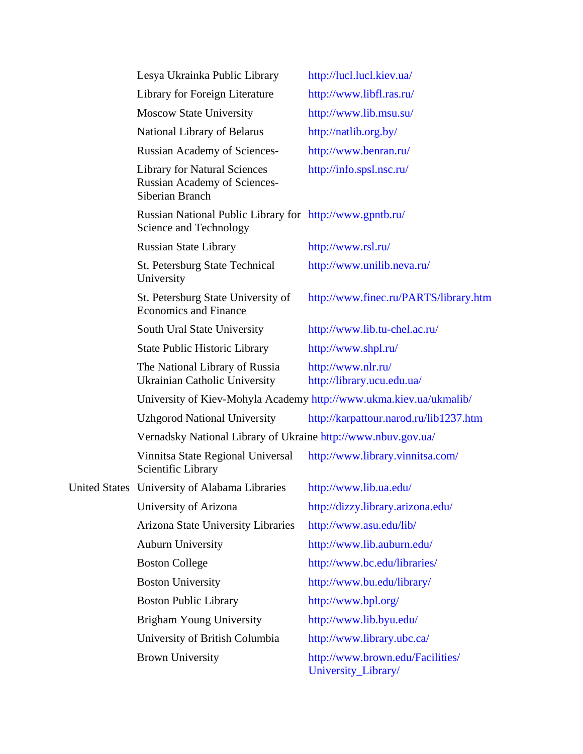| | | |
|---|---|---|
| | Lesya Ukrainka Public Library | http://lucl.lucl.kiev.ua/ |
| | Library for Foreign Literature | http://www.libfl.ras.ru/ |
| | Moscow State University | http://www.lib.msu.su/ |
| | National Library of Belarus | http://natlib.org.by/ |
| | Russian Academy of Sciences- | http://www.benran.ru/ |
| | Library for Natural Sciences Russian Academy of Sciences- Siberian Branch | http://info.spsl.nsc.ru/ |
| | Russian National Public Library for Science and Technology | http://www.gpntb.ru/ |
| | Russian State Library | http://www.rsl.ru/ |
| | St. Petersburg State Technical University | http://www.unilib.neva.ru/ |
| | St. Petersburg State University of Economics and Finance | http://www.finec.ru/PARTS/library.htm |
| | South Ural State University | http://www.lib.tu-chel.ac.ru/ |
| | State Public Historic Library | http://www.shpl.ru/ |
| | The National Library of Russia | http://www.nlr.ru/ |
| | Ukrainian Catholic University | http://library.ucu.edu.ua/ |
| | University of Kiev-Mohyla Academy | http://www.ukma.kiev.ua/ukmalib/ |
| | Uzhgorod National University | http://karpattour.narod.ru/lib1237.htm |
| | Vernadsky National Library of Ukraine | http://www.nbuv.gov.ua/ |
| | Vinnitsa State Regional Universal Scientific Library | http://www.library.vinnitsa.com/ |
| United States | University of Alabama Libraries | http://www.lib.ua.edu/ |
| | University of Arizona | http://dizzy.library.arizona.edu/ |
| | Arizona State University Libraries | http://www.asu.edu/lib/ |
| | Auburn University | http://www.lib.auburn.edu/ |
| | Boston College | http://www.bc.edu/libraries/ |
| | Boston University | http://www.bu.edu/library/ |
| | Boston Public Library | http://www.bpl.org/ |
| | Brigham Young University | http://www.lib.byu.edu/ |
| | University of British Columbia | http://www.library.ubc.ca/ |
| | Brown University | http://www.brown.edu/Facilities/University_Library/ |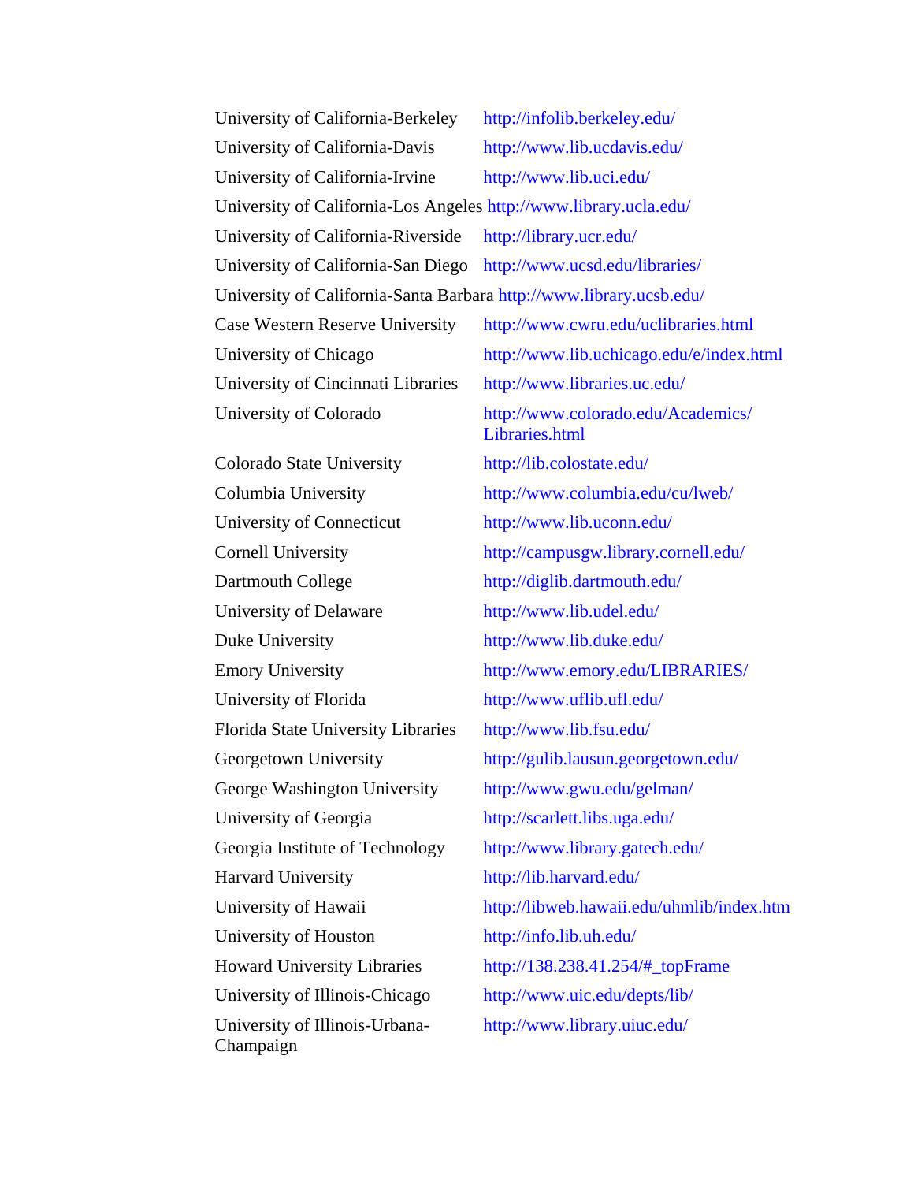| | |
|---|---|
| University of California-Berkeley | http://infolib.berkeley.edu/ |
| University of California-Davis | http://www.lib.ucdavis.edu/ |
| University of California-Irvine | http://www.lib.uci.edu/ |
| University of California-Los Angeles | http://www.library.ucla.edu/ |
| University of California-Riverside | http://library.ucr.edu/ |
| University of California-San Diego | http://www.ucsd.edu/libraries/ |
| University of California-Santa Barbara | http://www.library.ucsb.edu/ |
| Case Western Reserve University | http://www.cwru.edu/uclibraries.html |
| University of Chicago | http://www.lib.uchicago.edu/e/index.html |
| University of Cincinnati Libraries | http://www.libraries.uc.edu/ |
| University of Colorado | http://www.colorado.edu/Academics/Libraries.html |
| Colorado State University | http://lib.colostate.edu/ |
| Columbia University | http://www.columbia.edu/cu/lweb/ |
| University of Connecticut | http://www.lib.uconn.edu/ |
| Cornell University | http://campusgw.library.cornell.edu/ |
| Dartmouth College | http://diglib.dartmouth.edu/ |
| University of Delaware | http://www.lib.udel.edu/ |
| Duke University | http://www.lib.duke.edu/ |
| Emory University | http://www.emory.edu/LIBRARIES/ |
| University of Florida | http://www.uflib.ufl.edu/ |
| Florida State University Libraries | http://www.lib.fsu.edu/ |
| Georgetown University | http://gulib.lausun.georgetown.edu/ |
| George Washington University | http://www.gwu.edu/gelman/ |
| University of Georgia | http://scarlett.libs.uga.edu/ |
| Georgia Institute of Technology | http://www.library.gatech.edu/ |
| Harvard University | http://lib.harvard.edu/ |
| University of Hawaii | http://libweb.hawaii.edu/uhmlib/index.htm |
| University of Houston | http://info.lib.uh.edu/ |
| Howard University Libraries | http://138.238.41.254/#_topFrame |
| University of Illinois-Chicago | http://www.uic.edu/depts/lib/ |
| University of Illinois-Urbana-Champaign | http://www.library.uiuc.edu/ |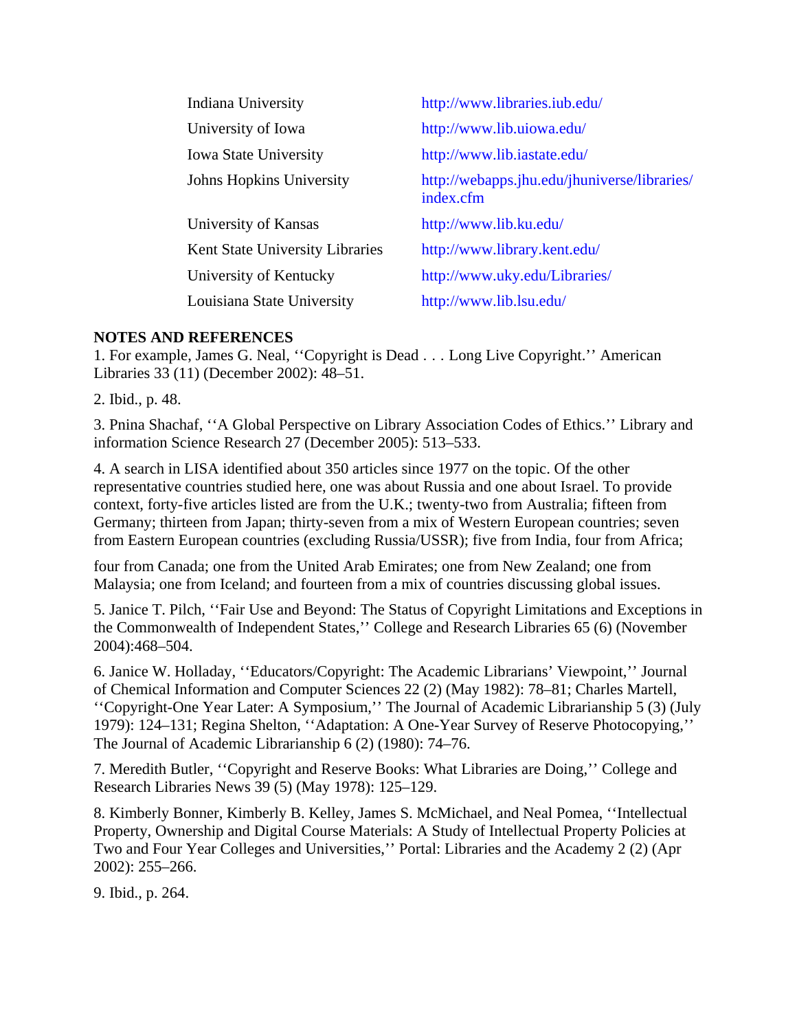| | |
|---|---|
| Indiana University | http://www.libraries.iub.edu/ |
| University of Iowa | http://www.lib.uiowa.edu/ |
| Iowa State University | http://www.lib.iastate.edu/ |
| Johns Hopkins University | http://webapps.jhu.edu/jhuniverse/libraries/index.cfm |
| University of Kansas | http://www.lib.ku.edu/ |
| Kent State University Libraries | http://www.library.kent.edu/ |
| University of Kentucky | http://www.uky.edu/Libraries/ |
| Louisiana State University | http://www.lib.lsu.edu/ |

**NOTES AND REFERENCES**

1. For example, James G. Neal, ''Copyright is Dead . . . Long Live Copyright.'' American Libraries 33 (11) (December 2002): 48–51.

2. Ibid., p. 48.

3. Pnina Shachaf, ''A Global Perspective on Library Association Codes of Ethics.'' Library and information Science Research 27 (December 2005): 513–533.

4. A search in LISA identified about 350 articles since 1977 on the topic. Of the other representative countries studied here, one was about Russia and one about Israel. To provide context, forty-five articles listed are from the U.K.; twenty-two from Australia; fifteen from Germany; thirteen from Japan; thirty-seven from a mix of Western European countries; seven from Eastern European countries (excluding Russia/USSR); five from India, four from Africa; four from Canada; one from the United Arab Emirates; one from New Zealand; one from Malaysia; one from Iceland; and fourteen from a mix of countries discussing global issues.

5. Janice T. Pilch, ''Fair Use and Beyond: The Status of Copyright Limitations and Exceptions in the Commonwealth of Independent States,'' College and Research Libraries 65 (6) (November 2004):468–504.

6. Janice W. Holladay, ''Educators/Copyright: The Academic Librarians' Viewpoint,'' Journal of Chemical Information and Computer Sciences 22 (2) (May 1982): 78–81; Charles Martell, ''Copyright-One Year Later: A Symposium,'' The Journal of Academic Librarianship 5 (3) (July 1979): 124–131; Regina Shelton, ''Adaptation: A One-Year Survey of Reserve Photocopying,'' The Journal of Academic Librarianship 6 (2) (1980): 74–76.

7. Meredith Butler, ''Copyright and Reserve Books: What Libraries are Doing,'' College and Research Libraries News 39 (5) (May 1978): 125–129.

8. Kimberly Bonner, Kimberly B. Kelley, James S. McMichael, and Neal Pomea, ''Intellectual Property, Ownership and Digital Course Materials: A Study of Intellectual Property Policies at Two and Four Year Colleges and Universities,'' Portal: Libraries and the Academy 2 (2) (Apr 2002): 255–266.

9. Ibid., p. 264.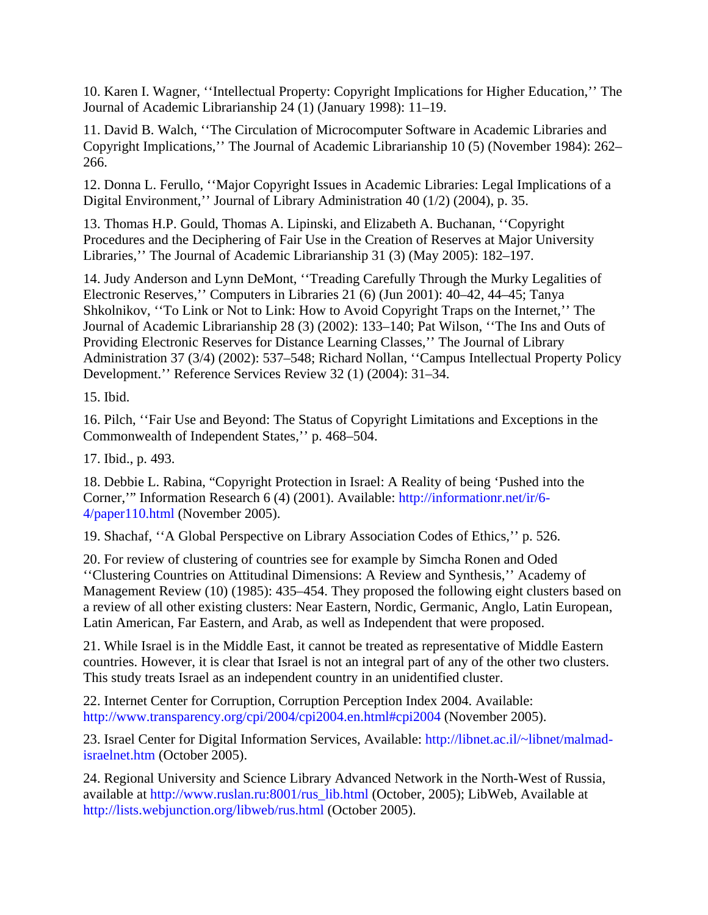10. Karen I. Wagner, ''Intellectual Property: Copyright Implications for Higher Education,'' The Journal of Academic Librarianship 24 (1) (January 1998): 11–19.

11. David B. Walch, ''The Circulation of Microcomputer Software in Academic Libraries and Copyright Implications,'' The Journal of Academic Librarianship 10 (5) (November 1984): 262–266.

12. Donna L. Ferullo, ''Major Copyright Issues in Academic Libraries: Legal Implications of a Digital Environment,'' Journal of Library Administration 40 (1/2) (2004), p. 35.

13. Thomas H.P. Gould, Thomas A. Lipinski, and Elizabeth A. Buchanan, ''Copyright Procedures and the Deciphering of Fair Use in the Creation of Reserves at Major University Libraries,'' The Journal of Academic Librarianship 31 (3) (May 2005): 182–197.

14. Judy Anderson and Lynn DeMont, ''Treading Carefully Through the Murky Legalities of Electronic Reserves,'' Computers in Libraries 21 (6) (Jun 2001): 40–42, 44–45; Tanya Shkolnikov, ''To Link or Not to Link: How to Avoid Copyright Traps on the Internet,'' The Journal of Academic Librarianship 28 (3) (2002): 133–140; Pat Wilson, ''The Ins and Outs of Providing Electronic Reserves for Distance Learning Classes,'' The Journal of Library Administration 37 (3/4) (2002): 537–548; Richard Nollan, ''Campus Intellectual Property Policy Development.'' Reference Services Review 32 (1) (2004): 31–34.

15. Ibid.

16. Pilch, ''Fair Use and Beyond: The Status of Copyright Limitations and Exceptions in the Commonwealth of Independent States,'' p. 468–504.

17. Ibid., p. 493.

18. Debbie L. Rabina, "Copyright Protection in Israel: A Reality of being 'Pushed into the Corner,'" Information Research 6 (4) (2001). Available: http://informationr.net/ir/6-4/paper110.html (November 2005).

19. Shachaf, ''A Global Perspective on Library Association Codes of Ethics,'' p. 526.

20. For review of clustering of countries see for example by Simcha Ronen and Oded ''Clustering Countries on Attitudinal Dimensions: A Review and Synthesis,'' Academy of Management Review (10) (1985): 435–454. They proposed the following eight clusters based on a review of all other existing clusters: Near Eastern, Nordic, Germanic, Anglo, Latin European, Latin American, Far Eastern, and Arab, as well as Independent that were proposed.

21. While Israel is in the Middle East, it cannot be treated as representative of Middle Eastern countries. However, it is clear that Israel is not an integral part of any of the other two clusters. This study treats Israel as an independent country in an unidentified cluster.

22. Internet Center for Corruption, Corruption Perception Index 2004. Available: http://www.transparency.org/cpi/2004/cpi2004.en.html#cpi2004 (November 2005).

23. Israel Center for Digital Information Services, Available: http://libnet.ac.il/~libnet/malmad-israelnet.htm (October 2005).

24. Regional University and Science Library Advanced Network in the North-West of Russia, available at http://www.ruslan.ru:8001/rus_lib.html (October, 2005); LibWeb, Available at http://lists.webjunction.org/libweb/rus.html (October 2005).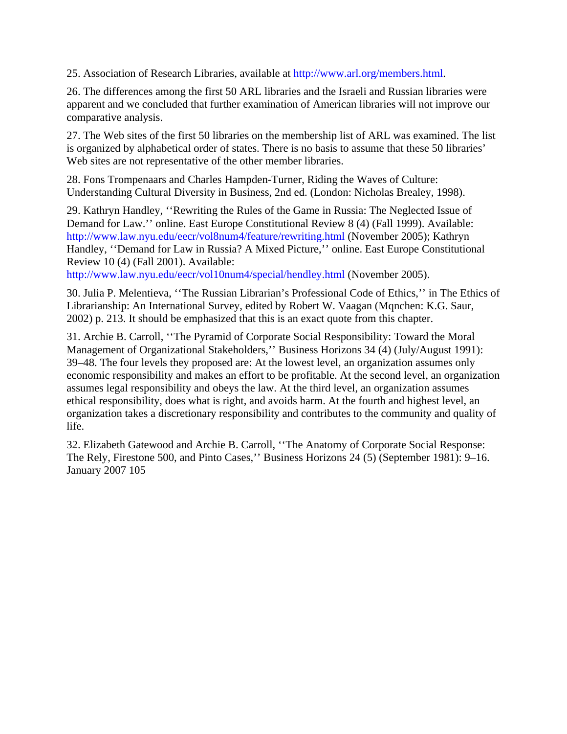25. Association of Research Libraries, available at http://www.arl.org/members.html.

26. The differences among the first 50 ARL libraries and the Israeli and Russian libraries were apparent and we concluded that further examination of American libraries will not improve our comparative analysis.

27. The Web sites of the first 50 libraries on the membership list of ARL was examined. The list is organized by alphabetical order of states. There is no basis to assume that these 50 libraries' Web sites are not representative of the other member libraries.

28. Fons Trompenaars and Charles Hampden-Turner, Riding the Waves of Culture: Understanding Cultural Diversity in Business, 2nd ed. (London: Nicholas Brealey, 1998).

29. Kathryn Handley, ''Rewriting the Rules of the Game in Russia: The Neglected Issue of Demand for Law.'' online. East Europe Constitutional Review 8 (4) (Fall 1999). Available: http://www.law.nyu.edu/eecr/vol8num4/feature/rewriting.html (November 2005); Kathryn Handley, ''Demand for Law in Russia? A Mixed Picture,'' online. East Europe Constitutional Review 10 (4) (Fall 2001). Available: http://www.law.nyu.edu/eecr/vol10num4/special/hendley.html (November 2005).

30. Julia P. Melentieva, ''The Russian Librarian's Professional Code of Ethics,'' in The Ethics of Librarianship: An International Survey, edited by Robert W. Vaagan (Mqnchen: K.G. Saur, 2002) p. 213. It should be emphasized that this is an exact quote from this chapter.

31. Archie B. Carroll, ''The Pyramid of Corporate Social Responsibility: Toward the Moral Management of Organizational Stakeholders,'' Business Horizons 34 (4) (July/August 1991): 39–48. The four levels they proposed are: At the lowest level, an organization assumes only economic responsibility and makes an effort to be profitable. At the second level, an organization assumes legal responsibility and obeys the law. At the third level, an organization assumes ethical responsibility, does what is right, and avoids harm. At the fourth and highest level, an organization takes a discretionary responsibility and contributes to the community and quality of life.

32. Elizabeth Gatewood and Archie B. Carroll, ''The Anatomy of Corporate Social Response: The Rely, Firestone 500, and Pinto Cases,'' Business Horizons 24 (5) (September 1981): 9–16.